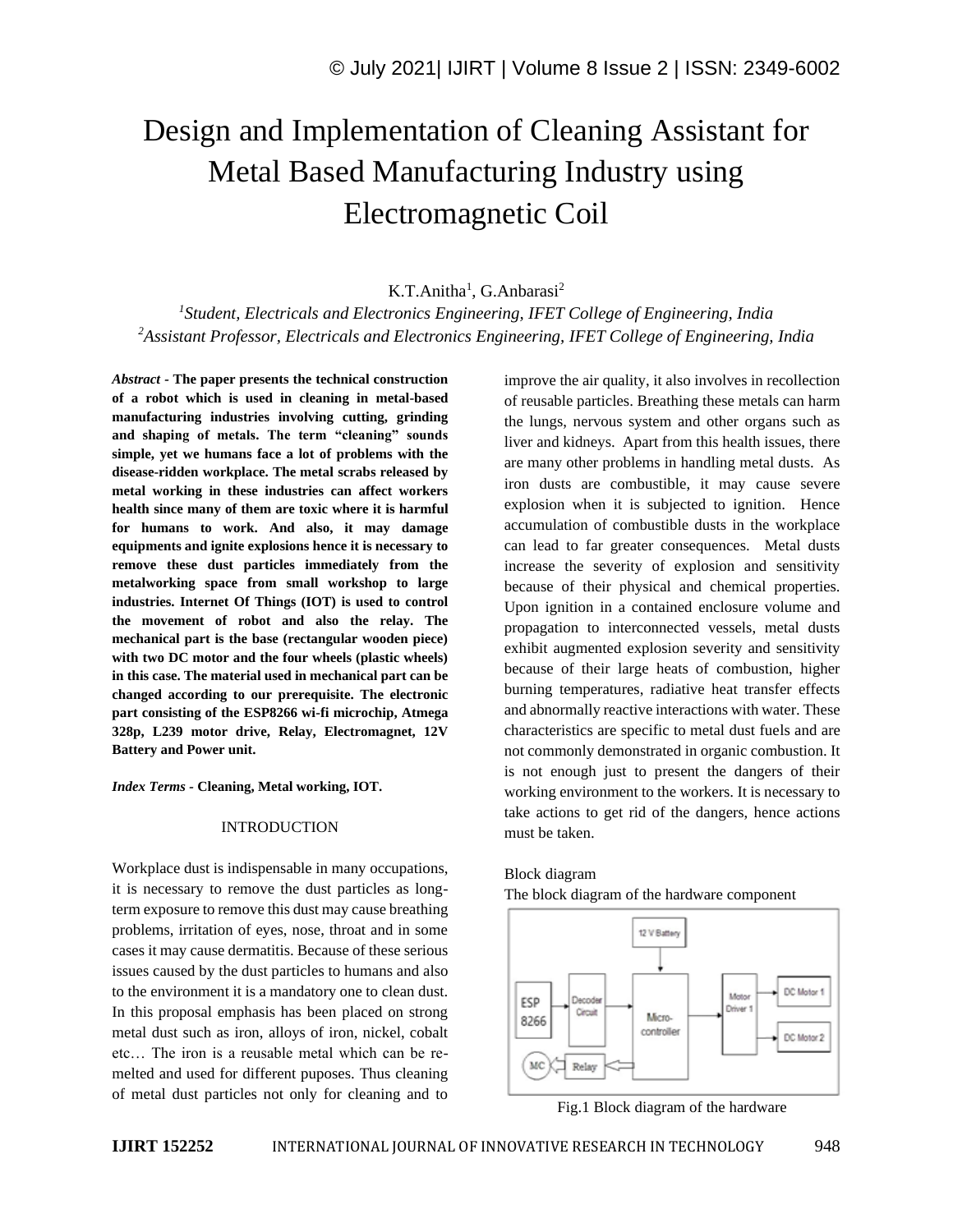# Design and Implementation of Cleaning Assistant for Metal Based Manufacturing Industry using Electromagnetic Coil

K.T.Anitha[1], G.Anbarasi[2]

[1]*Student, Electricals and Electronics Engineering, IFET College of Engineering, India*
[2]*Assistant Professor, Electricals and Electronics Engineering, IFET College of Engineering, India*

***Abstract* - The paper presents the technical construction of a robot which is used in cleaning in metal-based manufacturing industries involving cutting, grinding and shaping of metals. The term "cleaning" sounds simple, yet we humans face a lot of problems with the disease-ridden workplace. The metal scrabs released by metal working in these industries can affect workers health since many of them are toxic where it is harmful for humans to work. And also, it may damage equipments and ignite explosions hence it is necessary to remove these dust particles immediately from the metalworking space from small workshop to large industries. Internet Of Things (IOT) is used to control the movement of robot and also the relay. The mechanical part is the base (rectangular wooden piece) with two DC motor and the four wheels (plastic wheels) in this case. The material used in mechanical part can be changed according to our prerequisite. The electronic part consisting of the ESP8266 wi-fi microchip, Atmega 328p, L239 motor drive, Relay, Electromagnet, 12V Battery and Power unit.**

***Index Terms* - Cleaning, Metal working, IOT.**

## INTRODUCTION

Workplace dust is indispensable in many occupations, it is necessary to remove the dust particles as long-term exposure to remove this dust may cause breathing problems, irritation of eyes, nose, throat and in some cases it may cause dermatitis. Because of these serious issues caused by the dust particles to humans and also to the environment it is a mandatory one to clean dust. In this proposal emphasis has been placed on strong metal dust such as iron, alloys of iron, nickel, cobalt etc… The iron is a reusable metal which can be re-melted and used for different puposes. Thus cleaning of metal dust particles not only for cleaning and to improve the air quality, it also involves in recollection of reusable particles. Breathing these metals can harm the lungs, nervous system and other organs such as liver and kidneys. Apart from this health issues, there are many other problems in handling metal dusts. As iron dusts are combustible, it may cause severe explosion when it is subjected to ignition. Hence accumulation of combustible dusts in the workplace can lead to far greater consequences. Metal dusts increase the severity of explosion and sensitivity because of their physical and chemical properties. Upon ignition in a contained enclosure volume and propagation to interconnected vessels, metal dusts exhibit augmented explosion severity and sensitivity because of their large heats of combustion, higher burning temperatures, radiative heat transfer effects and abnormally reactive interactions with water. These characteristics are specific to metal dust fuels and are not commonly demonstrated in organic combustion. It is not enough just to present the dangers of their working environment to the workers. It is necessary to take actions to get rid of the dangers, hence actions must be taken.

Block diagram

The block diagram of the hardware component

Fig.1 Block diagram of the hardware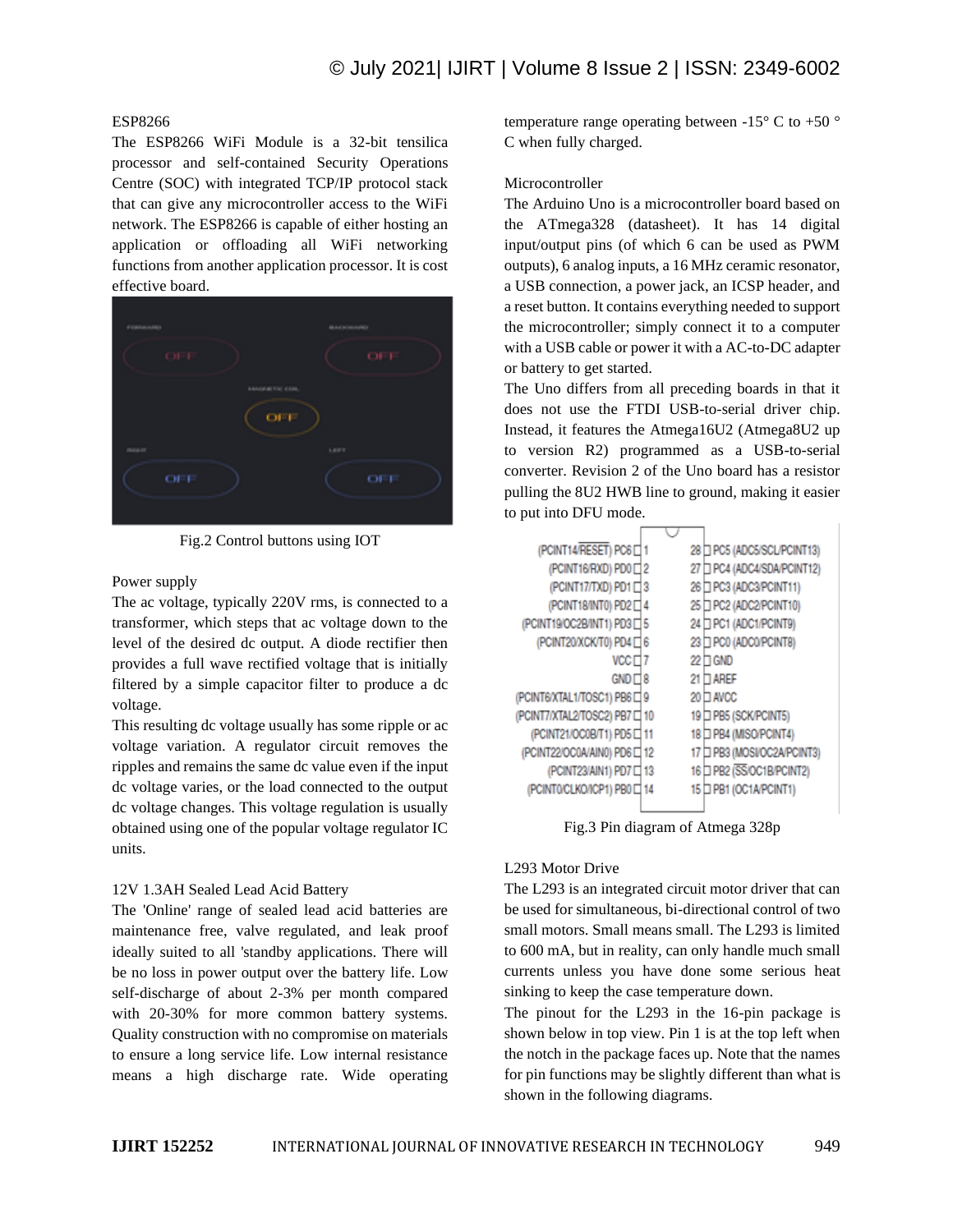## ESP8266

The ESP8266 WiFi Module is a 32-bit tensilica processor and self-contained Security Operations Centre (SOC) with integrated TCP/IP protocol stack that can give any microcontroller access to the WiFi network. The ESP8266 is capable of either hosting an application or offloading all WiFi networking functions from another application processor. It is cost effective board.

Fig.2 Control buttons using IOT

## Power supply

The ac voltage, typically 220V rms, is connected to a transformer, which steps that ac voltage down to the level of the desired dc output. A diode rectifier then provides a full wave rectified voltage that is initially filtered by a simple capacitor filter to produce a dc voltage.

This resulting dc voltage usually has some ripple or ac voltage variation. A regulator circuit removes the ripples and remains the same dc value even if the input dc voltage varies, or the load connected to the output dc voltage changes. This voltage regulation is usually obtained using one of the popular voltage regulator IC units.

## 12V 1.3AH Sealed Lead Acid Battery

The 'Online' range of sealed lead acid batteries are maintenance free, valve regulated, and leak proof ideally suited to all 'standby applications. There will be no loss in power output over the battery life. Low self-discharge of about 2-3% per month compared with 20-30% for more common battery systems. Quality construction with no compromise on materials to ensure a long service life. Low internal resistance means a high discharge rate. Wide operating temperature range operating between -15° C to +50 ° C when fully charged.

## Microcontroller

The Arduino Uno is a microcontroller board based on the ATmega328 (datasheet). It has 14 digital input/output pins (of which 6 can be used as PWM outputs), 6 analog inputs, a 16 MHz ceramic resonator, a USB connection, a power jack, an ICSP header, and a reset button. It contains everything needed to support the microcontroller; simply connect it to a computer with a USB cable or power it with a AC-to-DC adapter or battery to get started.

The Uno differs from all preceding boards in that it does not use the FTDI USB-to-serial driver chip. Instead, it features the Atmega16U2 (Atmega8U2 up to version R2) programmed as a USB-to-serial converter. Revision 2 of the Uno board has a resistor pulling the 8U2 HWB line to ground, making it easier to put into DFU mode.

Fig.3 Pin diagram of Atmega 328p

## L293 Motor Drive

The L293 is an integrated circuit motor driver that can be used for simultaneous, bi-directional control of two small motors. Small means small. The L293 is limited to 600 mA, but in reality, can only handle much small currents unless you have done some serious heat sinking to keep the case temperature down.

The pinout for the L293 in the 16-pin package is shown below in top view. Pin 1 is at the top left when the notch in the package faces up. Note that the names for pin functions may be slightly different than what is shown in the following diagrams.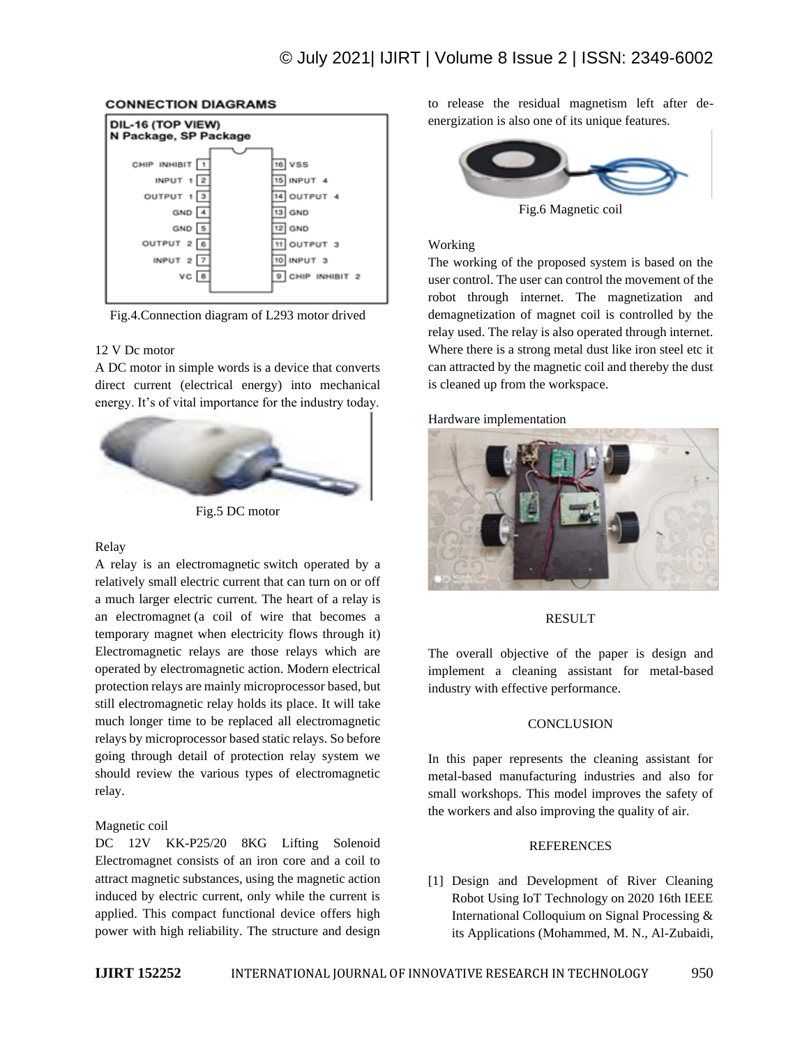**CONNECTION DIAGRAMS**

Fig.4.Connection diagram of L293 motor drived

12 V Dc motor

A DC motor in simple words is a device that converts direct current (electrical energy) into mechanical energy. It's of vital importance for the industry today.

Fig.5 DC motor

Relay

A relay is an electromagnetic switch operated by a relatively small electric current that can turn on or off a much larger electric current. The heart of a relay is an electromagnet (a coil of wire that becomes a temporary magnet when electricity flows through it) Electromagnetic relays are those relays which are operated by electromagnetic action. Modern electrical protection relays are mainly microprocessor based, but still electromagnetic relay holds its place. It will take much longer time to be replaced all electromagnetic relays by microprocessor based static relays. So before going through detail of protection relay system we should review the various types of electromagnetic relay.

Magnetic coil

DC 12V KK-P25/20 8KG Lifting Solenoid Electromagnet consists of an iron core and a coil to attract magnetic substances, using the magnetic action induced by electric current, only while the current is applied. This compact functional device offers high power with high reliability. The structure and design to release the residual magnetism left after de-energization is also one of its unique features.

Fig.6 Magnetic coil

Working

The working of the proposed system is based on the user control. The user can control the movement of the robot through internet. The magnetization and demagnetization of magnet coil is controlled by the relay used. The relay is also operated through internet. Where there is a strong metal dust like iron steel etc it can attracted by the magnetic coil and thereby the dust is cleaned up from the workspace.

Hardware implementation

## RESULT

The overall objective of the paper is design and implement a cleaning assistant for metal-based industry with effective performance.

## CONCLUSION

In this paper represents the cleaning assistant for metal-based manufacturing industries and also for small workshops. This model improves the safety of the workers and also improving the quality of air.

## REFERENCES

[1] Design and Development of River Cleaning Robot Using IoT Technology on 2020 16th IEEE International Colloquium on Signal Processing & its Applications (Mohammed, M. N., Al-Zubaidi,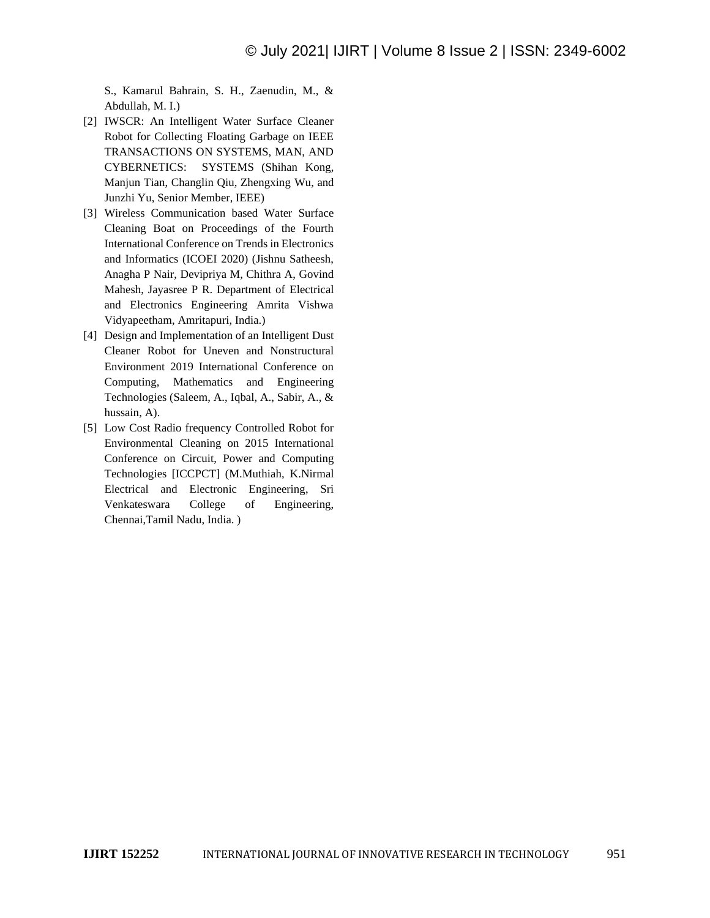S., Kamarul Bahrain, S. H., Zaenudin, M., & Abdullah, M. I.)

[2] IWSCR: An Intelligent Water Surface Cleaner Robot for Collecting Floating Garbage on IEEE TRANSACTIONS ON SYSTEMS, MAN, AND CYBERNETICS: SYSTEMS (Shihan Kong, Manjun Tian, Changlin Qiu, Zhengxing Wu, and Junzhi Yu, Senior Member, IEEE)

[3] Wireless Communication based Water Surface Cleaning Boat on Proceedings of the Fourth International Conference on Trends in Electronics and Informatics (ICOEI 2020) (Jishnu Satheesh, Anagha P Nair, Devipriya M, Chithra A, Govind Mahesh, Jayasree P R. Department of Electrical and Electronics Engineering Amrita Vishwa Vidyapeetham, Amritapuri, India.)

[4] Design and Implementation of an Intelligent Dust Cleaner Robot for Uneven and Nonstructural Environment 2019 International Conference on Computing, Mathematics and Engineering Technologies (Saleem, A., Iqbal, A., Sabir, A., & hussain, A).

[5] Low Cost Radio frequency Controlled Robot for Environmental Cleaning on 2015 International Conference on Circuit, Power and Computing Technologies [ICCPCT] (M.Muthiah, K.Nirmal Electrical and Electronic Engineering, Sri Venkateswara College of Engineering, Chennai,Tamil Nadu, India. )